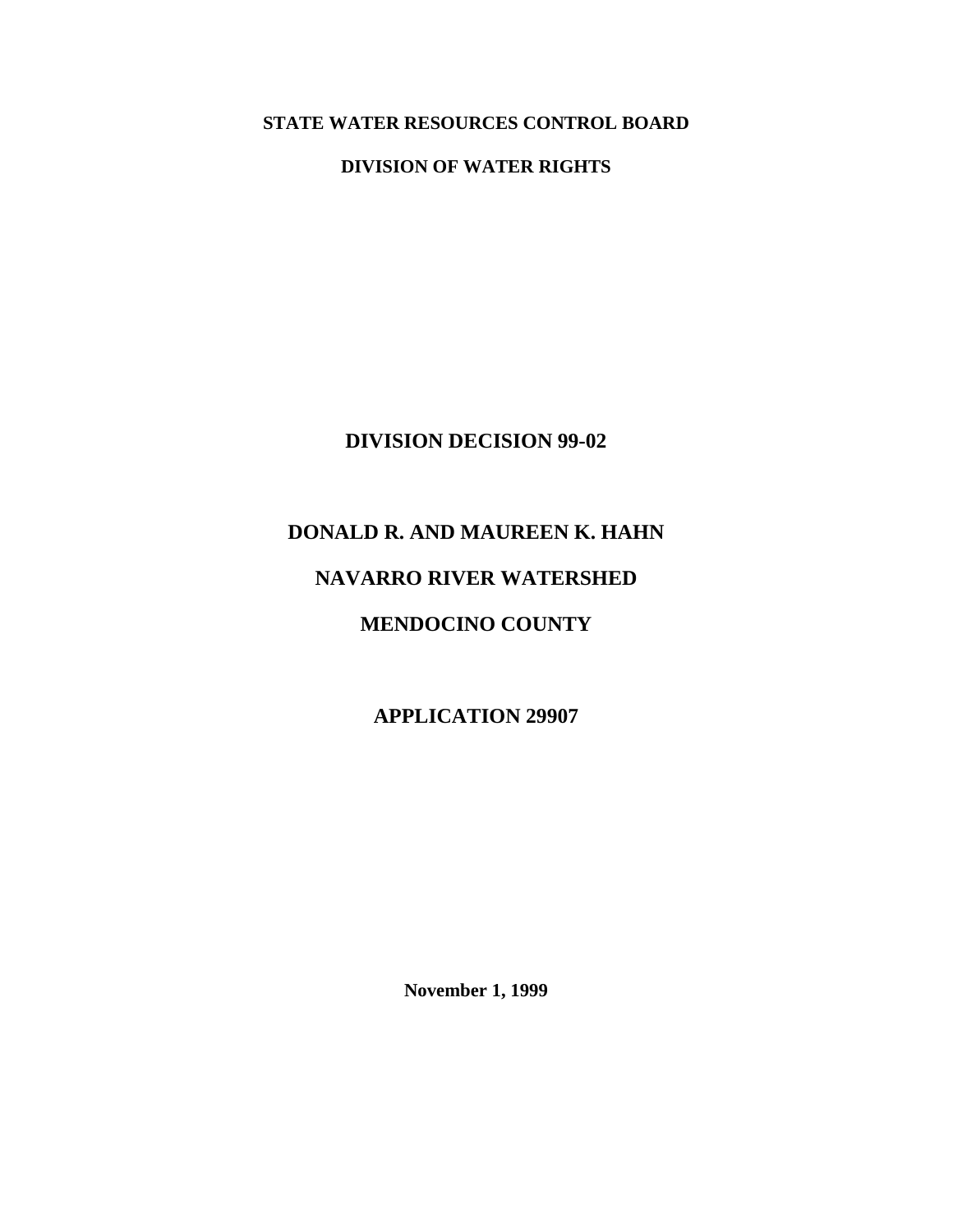**STATE WATER RESOURCES CONTROL BOARD**

**DIVISION OF WATER RIGHTS**

# DIVISION DECISION 99-02

# DONALD R. AND MAUREEN K. HAHN

# NAVARRO RIVER WATERSHED

# MENDOCINO COUNTY

# APPLICATION 29907

**November 1, 1999**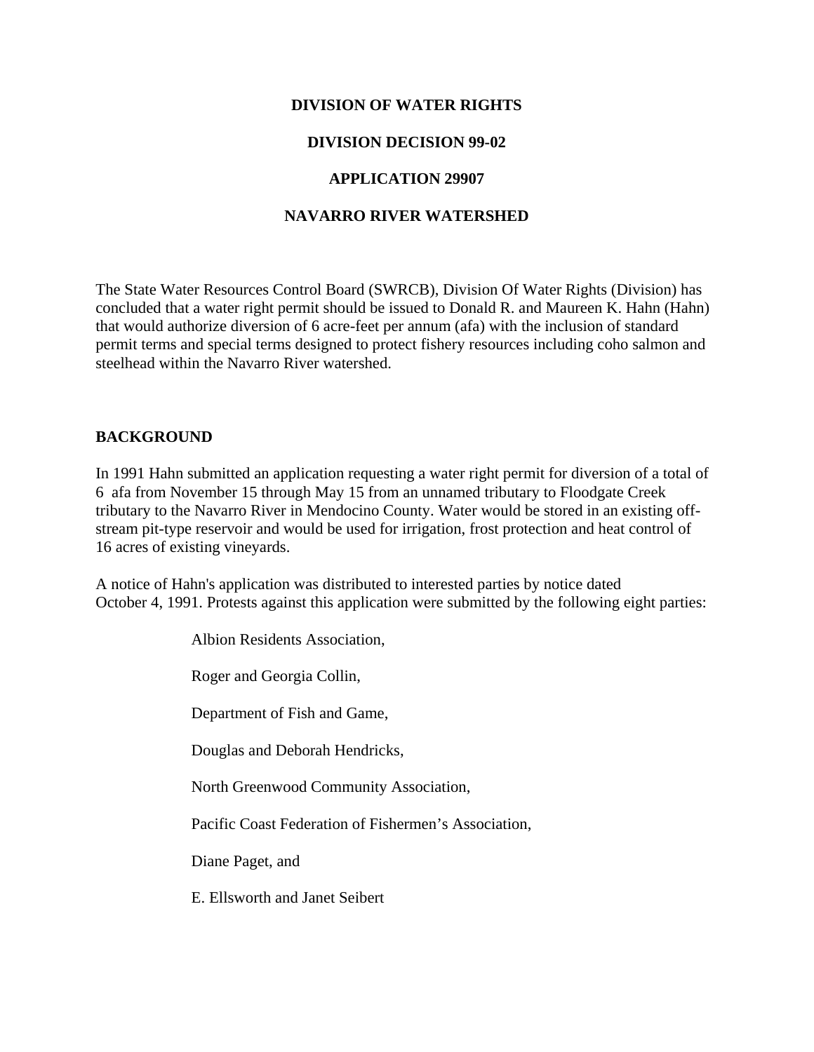**DIVISION OF WATER RIGHTS**

**DIVISION DECISION 99-02**

**APPLICATION 29907**

**NAVARRO RIVER WATERSHED**

The State Water Resources Control Board (SWRCB), Division Of Water Rights (Division) has concluded that a water right permit should be issued to Donald R. and Maureen K. Hahn (Hahn) that would authorize diversion of 6 acre-feet per annum (afa) with the inclusion of standard permit terms and special terms designed to protect fishery resources including coho salmon and steelhead within the Navarro River watershed.

## BACKGROUND

In 1991 Hahn submitted an application requesting a water right permit for diversion of a total of 6 afa from November 15 through May 15 from an unnamed tributary to Floodgate Creek tributary to the Navarro River in Mendocino County. Water would be stored in an existing off-stream pit-type reservoir and would be used for irrigation, frost protection and heat control of 16 acres of existing vineyards.

A notice of Hahn's application was distributed to interested parties by notice dated October 4, 1991. Protests against this application were submitted by the following eight parties:

Albion Residents Association,

Roger and Georgia Collin,

Department of Fish and Game,

Douglas and Deborah Hendricks,

North Greenwood Community Association,

Pacific Coast Federation of Fishermen's Association,

Diane Paget, and

E. Ellsworth and Janet Seibert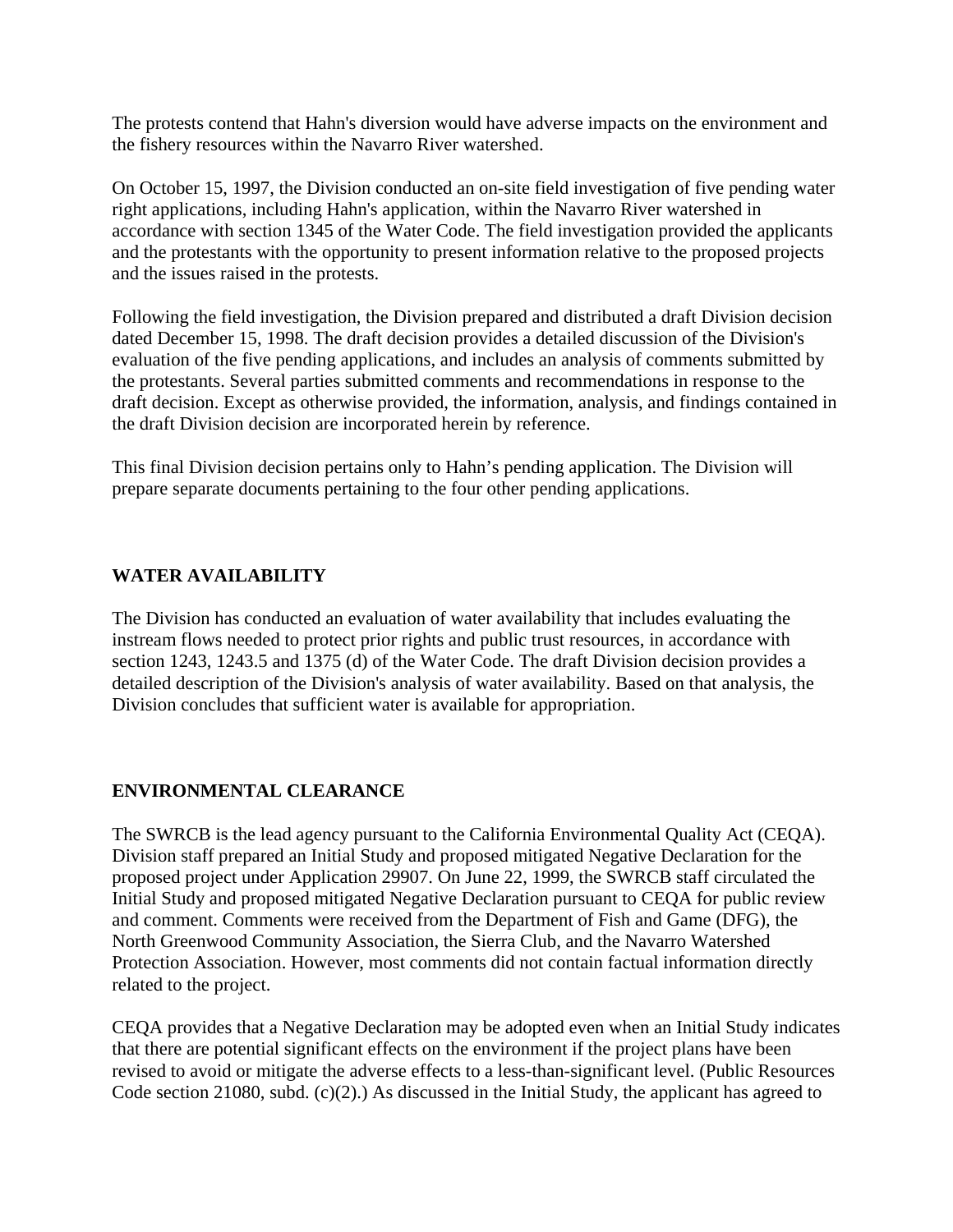The protests contend that Hahn's diversion would have adverse impacts on the environment and the fishery resources within the Navarro River watershed.

On October 15, 1997, the Division conducted an on-site field investigation of five pending water right applications, including Hahn's application, within the Navarro River watershed in accordance with section 1345 of the Water Code. The field investigation provided the applicants and the protestants with the opportunity to present information relative to the proposed projects and the issues raised in the protests.

Following the field investigation, the Division prepared and distributed a draft Division decision dated December 15, 1998. The draft decision provides a detailed discussion of the Division's evaluation of the five pending applications, and includes an analysis of comments submitted by the protestants. Several parties submitted comments and recommendations in response to the draft decision. Except as otherwise provided, the information, analysis, and findings contained in the draft Division decision are incorporated herein by reference.

This final Division decision pertains only to Hahn's pending application. The Division will prepare separate documents pertaining to the four other pending applications.

## WATER AVAILABILITY

The Division has conducted an evaluation of water availability that includes evaluating the instream flows needed to protect prior rights and public trust resources, in accordance with section 1243, 1243.5 and 1375 (d) of the Water Code. The draft Division decision provides a detailed description of the Division's analysis of water availability. Based on that analysis, the Division concludes that sufficient water is available for appropriation.

## ENVIRONMENTAL CLEARANCE

The SWRCB is the lead agency pursuant to the California Environmental Quality Act (CEQA). Division staff prepared an Initial Study and proposed mitigated Negative Declaration for the proposed project under Application 29907. On June 22, 1999, the SWRCB staff circulated the Initial Study and proposed mitigated Negative Declaration pursuant to CEQA for public review and comment. Comments were received from the Department of Fish and Game (DFG), the North Greenwood Community Association, the Sierra Club, and the Navarro Watershed Protection Association. However, most comments did not contain factual information directly related to the project.

CEQA provides that a Negative Declaration may be adopted even when an Initial Study indicates that there are potential significant effects on the environment if the project plans have been revised to avoid or mitigate the adverse effects to a less-than-significant level. (Public Resources Code section 21080, subd. (c)(2).) As discussed in the Initial Study, the applicant has agreed to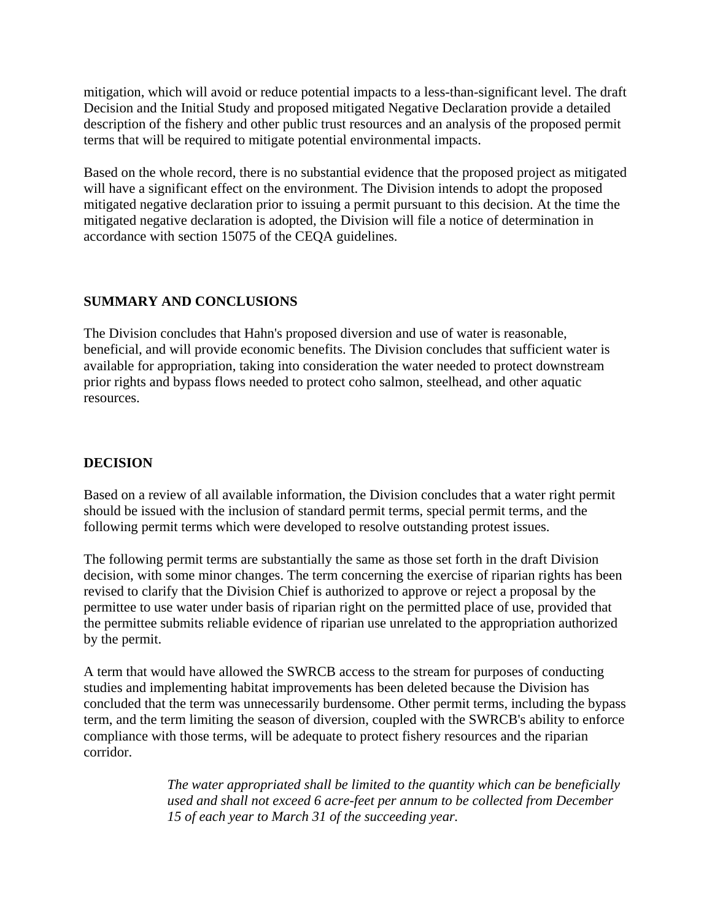mitigation, which will avoid or reduce potential impacts to a less-than-significant level. The draft Decision and the Initial Study and proposed mitigated Negative Declaration provide a detailed description of the fishery and other public trust resources and an analysis of the proposed permit terms that will be required to mitigate potential environmental impacts.

Based on the whole record, there is no substantial evidence that the proposed project as mitigated will have a significant effect on the environment. The Division intends to adopt the proposed mitigated negative declaration prior to issuing a permit pursuant to this decision. At the time the mitigated negative declaration is adopted, the Division will file a notice of determination in accordance with section 15075 of the CEQA guidelines.

## SUMMARY AND CONCLUSIONS

The Division concludes that Hahn's proposed diversion and use of water is reasonable, beneficial, and will provide economic benefits. The Division concludes that sufficient water is available for appropriation, taking into consideration the water needed to protect downstream prior rights and bypass flows needed to protect coho salmon, steelhead, and other aquatic resources.

## DECISION

Based on a review of all available information, the Division concludes that a water right permit should be issued with the inclusion of standard permit terms, special permit terms, and the following permit terms which were developed to resolve outstanding protest issues.

The following permit terms are substantially the same as those set forth in the draft Division decision, with some minor changes. The term concerning the exercise of riparian rights has been revised to clarify that the Division Chief is authorized to approve or reject a proposal by the permittee to use water under basis of riparian right on the permitted place of use, provided that the permittee submits reliable evidence of riparian use unrelated to the appropriation authorized by the permit.

A term that would have allowed the SWRCB access to the stream for purposes of conducting studies and implementing habitat improvements has been deleted because the Division has concluded that the term was unnecessarily burdensome. Other permit terms, including the bypass term, and the term limiting the season of diversion, coupled with the SWRCB's ability to enforce compliance with those terms, will be adequate to protect fishery resources and the riparian corridor.

> *The water appropriated shall be limited to the quantity which can be beneficially used and shall not exceed 6 acre-feet per annum to be collected from December 15 of each year to March 31 of the succeeding year.*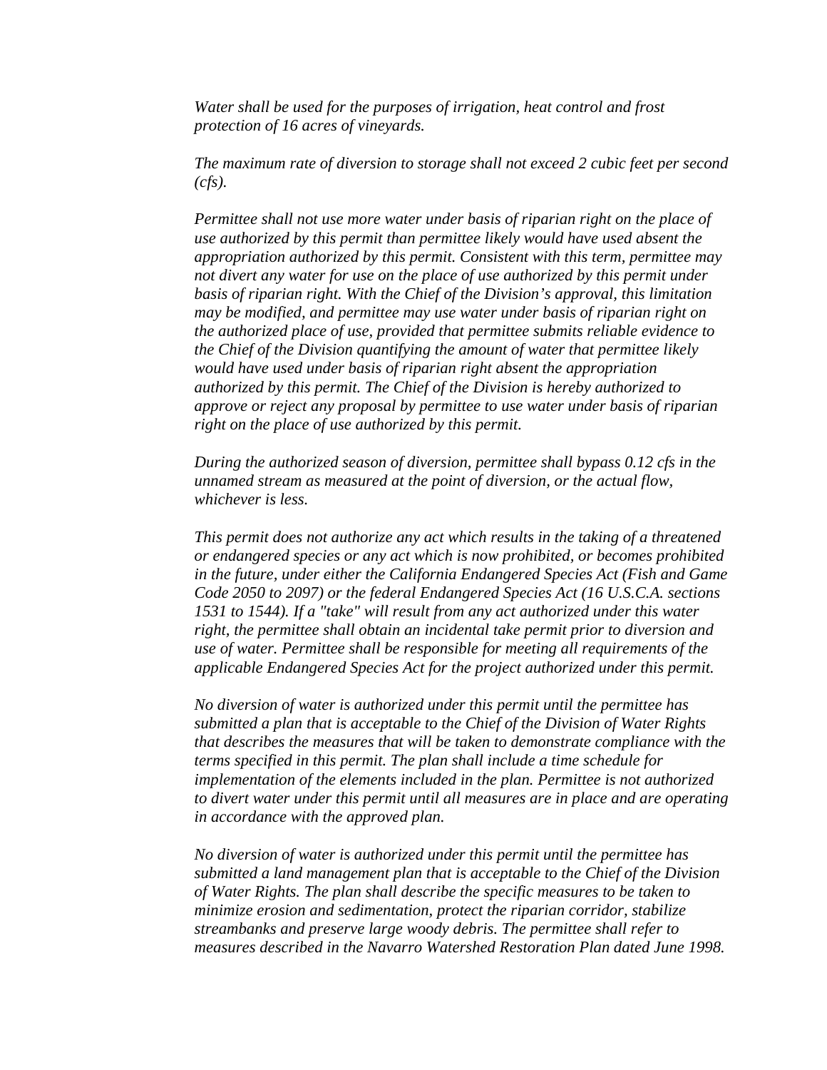*Water shall be used for the purposes of irrigation, heat control and frost protection of 16 acres of vineyards.*

*The maximum rate of diversion to storage shall not exceed 2 cubic feet per second (cfs).*

*Permittee shall not use more water under basis of riparian right on the place of use authorized by this permit than permittee likely would have used absent the appropriation authorized by this permit. Consistent with this term, permittee may not divert any water for use on the place of use authorized by this permit under basis of riparian right. With the Chief of the Division's approval, this limitation may be modified, and permittee may use water under basis of riparian right on the authorized place of use, provided that permittee submits reliable evidence to the Chief of the Division quantifying the amount of water that permittee likely would have used under basis of riparian right absent the appropriation authorized by this permit. The Chief of the Division is hereby authorized to approve or reject any proposal by permittee to use water under basis of riparian right on the place of use authorized by this permit.*

*During the authorized season of diversion, permittee shall bypass 0.12 cfs in the unnamed stream as measured at the point of diversion, or the actual flow, whichever is less.*

*This permit does not authorize any act which results in the taking of a threatened or endangered species or any act which is now prohibited, or becomes prohibited in the future, under either the California Endangered Species Act (Fish and Game Code 2050 to 2097) or the federal Endangered Species Act (16 U.S.C.A. sections 1531 to 1544). If a "take" will result from any act authorized under this water right, the permittee shall obtain an incidental take permit prior to diversion and use of water. Permittee shall be responsible for meeting all requirements of the applicable Endangered Species Act for the project authorized under this permit.*

*No diversion of water is authorized under this permit until the permittee has submitted a plan that is acceptable to the Chief of the Division of Water Rights that describes the measures that will be taken to demonstrate compliance with the terms specified in this permit. The plan shall include a time schedule for implementation of the elements included in the plan. Permittee is not authorized to divert water under this permit until all measures are in place and are operating in accordance with the approved plan.*

*No diversion of water is authorized under this permit until the permittee has submitted a land management plan that is acceptable to the Chief of the Division of Water Rights. The plan shall describe the specific measures to be taken to minimize erosion and sedimentation, protect the riparian corridor, stabilize streambanks and preserve large woody debris. The permittee shall refer to measures described in the Navarro Watershed Restoration Plan dated June 1998.*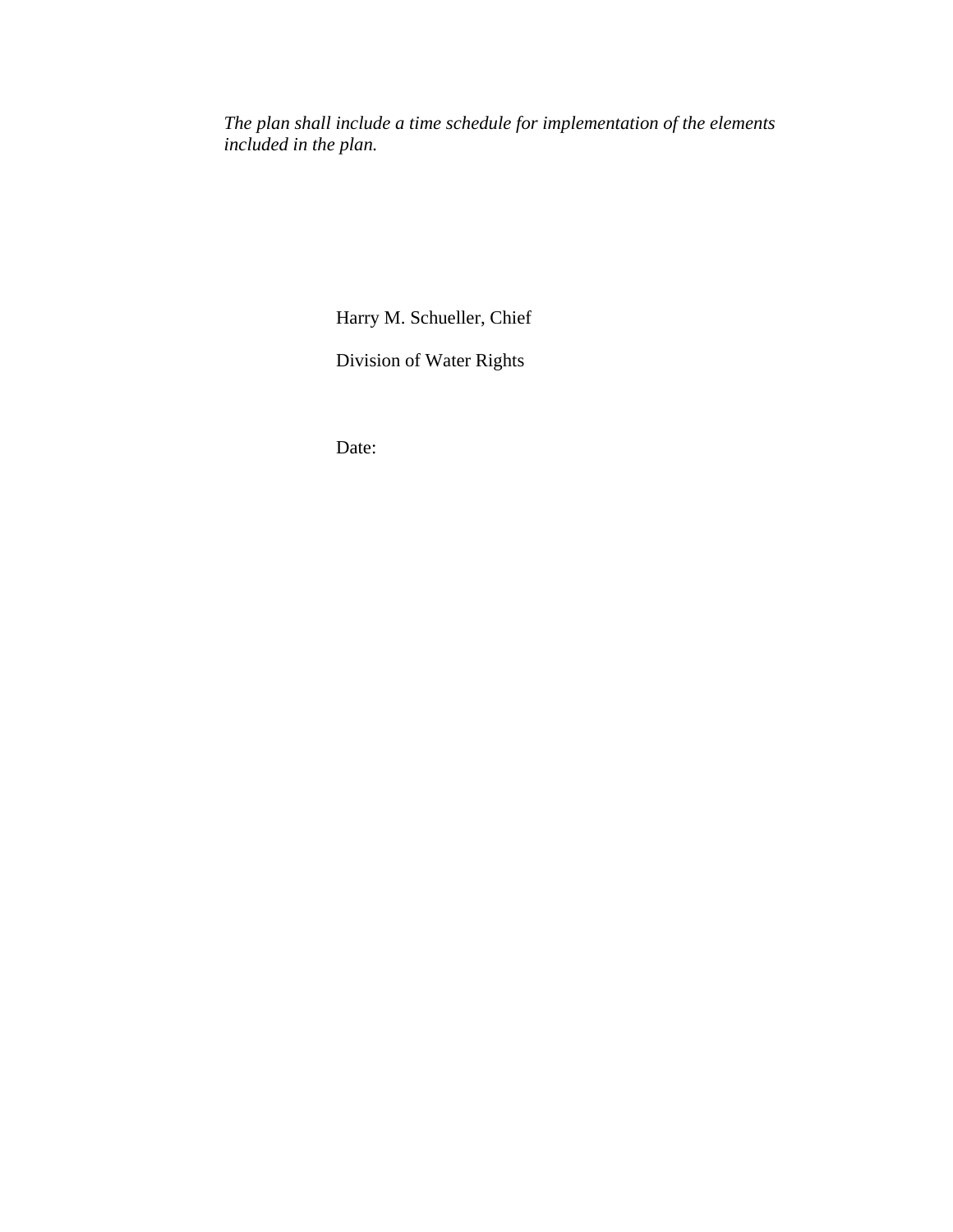*The plan shall include a time schedule for implementation of the elements included in the plan.*

Harry M. Schueller, Chief

Division of Water Rights

Date: